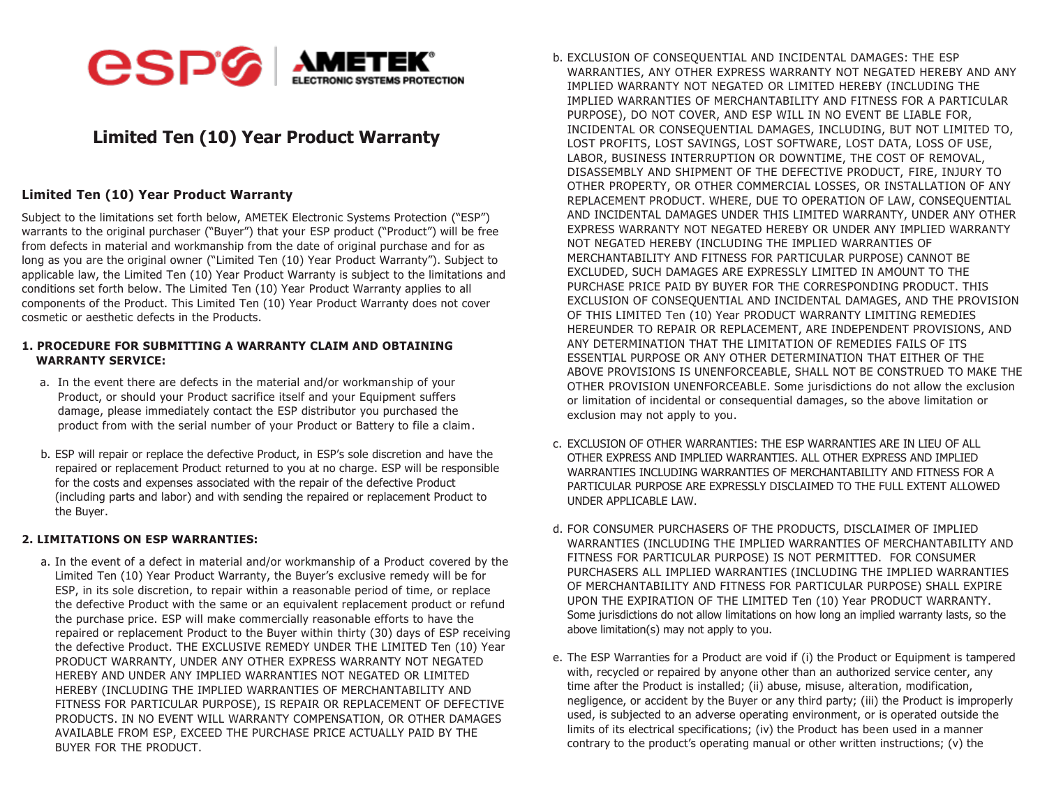# Limited Ten (10) Year Product Warranty

## Limited Ten (10) Year Product Warranty

Subject to the limitations set forth below, AMETEK Electronic Systems Protection ("ESP") warrants to the original purchaser ("Buyer") that your ESP product ("Product") will be free from defects in material and workmanship from the date of original purchase and for as long as you are the original owner ("Limited Ten (10) Year Product Warranty"). Subject to applicable law, the Limited Ten (10) Year Product Warranty is subject to the limitations and conditions set forth below. The Limited Ten (10) Year Product Warranty applies to all components of the Product. This Limited Ten (10) Year Product Warranty does not cover cosmetic or aesthetic defects in the Products.

**1. PROCEDURE FOR SUBMITTING A WARRANTY CLAIM AND OBTAINING WARRANTY SERVICE:**

a. In the event there are defects in the material and/or workmanship of your Product, or should your Product sacrifice itself and your Equipment suffers damage, please immediately contact the ESP distributor you purchased the product from with the serial number of your Product or Battery to file a claim.

b. ESP will repair or replace the defective Product, in ESP's sole discretion and have the repaired or replacement Product returned to you at no charge. ESP will be responsible for the costs and expenses associated with the repair of the defective Product (including parts and labor) and with sending the repaired or replacement Product to the Buyer.

**2. LIMITATIONS ON ESP WARRANTIES:**

a. In the event of a defect in material and/or workmanship of a Product covered by the Limited Ten (10) Year Product Warranty, the Buyer's exclusive remedy will be for ESP, in its sole discretion, to repair within a reasonable period of time, or replace the defective Product with the same or an equivalent replacement product or refund the purchase price. ESP will make commercially reasonable efforts to have the repaired or replacement Product to the Buyer within thirty (30) days of ESP receiving the defective Product. THE EXCLUSIVE REMEDY UNDER THE LIMITED Ten (10) Year PRODUCT WARRANTY, UNDER ANY OTHER EXPRESS WARRANTY NOT NEGATED HEREBY AND UNDER ANY IMPLIED WARRANTIES NOT NEGATED OR LIMITED HEREBY (INCLUDING THE IMPLIED WARRANTIES OF MERCHANTABILITY AND FITNESS FOR PARTICULAR PURPOSE), IS REPAIR OR REPLACEMENT OF DEFECTIVE PRODUCTS. IN NO EVENT WILL WARRANTY COMPENSATION, OR OTHER DAMAGES AVAILABLE FROM ESP, EXCEED THE PURCHASE PRICE ACTUALLY PAID BY THE BUYER FOR THE PRODUCT.

b. EXCLUSION OF CONSEQUENTIAL AND INCIDENTAL DAMAGES: THE ESP WARRANTIES, ANY OTHER EXPRESS WARRANTY NOT NEGATED HEREBY AND ANY IMPLIED WARRANTY NOT NEGATED OR LIMITED HEREBY (INCLUDING THE IMPLIED WARRANTIES OF MERCHANTABILITY AND FITNESS FOR A PARTICULAR PURPOSE), DO NOT COVER, AND ESP WILL IN NO EVENT BE LIABLE FOR, INCIDENTAL OR CONSEQUENTIAL DAMAGES, INCLUDING, BUT NOT LIMITED TO, LOST PROFITS, LOST SAVINGS, LOST SOFTWARE, LOST DATA, LOSS OF USE, LABOR, BUSINESS INTERRUPTION OR DOWNTIME, THE COST OF REMOVAL, DISASSEMBLY AND SHIPMENT OF THE DEFECTIVE PRODUCT, FIRE, INJURY TO OTHER PROPERTY, OR OTHER COMMERCIAL LOSSES, OR INSTALLATION OF ANY REPLACEMENT PRODUCT. WHERE, DUE TO OPERATION OF LAW, CONSEQUENTIAL AND INCIDENTAL DAMAGES UNDER THIS LIMITED WARRANTY, UNDER ANY OTHER EXPRESS WARRANTY NOT NEGATED HEREBY OR UNDER ANY IMPLIED WARRANTY NOT NEGATED HEREBY (INCLUDING THE IMPLIED WARRANTIES OF MERCHANTABILITY AND FITNESS FOR PARTICULAR PURPOSE) CANNOT BE EXCLUDED, SUCH DAMAGES ARE EXPRESSLY LIMITED IN AMOUNT TO THE PURCHASE PRICE PAID BY BUYER FOR THE CORRESPONDING PRODUCT. THIS EXCLUSION OF CONSEQUENTIAL AND INCIDENTAL DAMAGES, AND THE PROVISION OF THIS LIMITED Ten (10) Year PRODUCT WARRANTY LIMITING REMEDIES HEREUNDER TO REPAIR OR REPLACEMENT, ARE INDEPENDENT PROVISIONS, AND ANY DETERMINATION THAT THE LIMITATION OF REMEDIES FAILS OF ITS ESSENTIAL PURPOSE OR ANY OTHER DETERMINATION THAT EITHER OF THE ABOVE PROVISIONS IS UNENFORCEABLE, SHALL NOT BE CONSTRUED TO MAKE THE OTHER PROVISION UNENFORCEABLE. Some jurisdictions do not allow the exclusion or limitation of incidental or consequential damages, so the above limitation or exclusion may not apply to you.

c. EXCLUSION OF OTHER WARRANTIES: THE ESP WARRANTIES ARE IN LIEU OF ALL OTHER EXPRESS AND IMPLIED WARRANTIES. ALL OTHER EXPRESS AND IMPLIED WARRANTIES INCLUDING WARRANTIES OF MERCHANTABILITY AND FITNESS FOR A PARTICULAR PURPOSE ARE EXPRESSLY DISCLAIMED TO THE FULL EXTENT ALLOWED UNDER APPLICABLE LAW.

d. FOR CONSUMER PURCHASERS OF THE PRODUCTS, DISCLAIMER OF IMPLIED WARRANTIES (INCLUDING THE IMPLIED WARRANTIES OF MERCHANTABILITY AND FITNESS FOR PARTICULAR PURPOSE) IS NOT PERMITTED. FOR CONSUMER PURCHASERS ALL IMPLIED WARRANTIES (INCLUDING THE IMPLIED WARRANTIES OF MERCHANTABILITY AND FITNESS FOR PARTICULAR PURPOSE) SHALL EXPIRE UPON THE EXPIRATION OF THE LIMITED Ten (10) Year PRODUCT WARRANTY. Some jurisdictions do not allow limitations on how long an implied warranty lasts, so the above limitation(s) may not apply to you.

e. The ESP Warranties for a Product are void if (i) the Product or Equipment is tampered with, recycled or repaired by anyone other than an authorized service center, any time after the Product is installed; (ii) abuse, misuse, alteration, modification, negligence, or accident by the Buyer or any third party; (iii) the Product is improperly used, is subjected to an adverse operating environment, or is operated outside the limits of its electrical specifications; (iv) the Product has been used in a manner contrary to the product's operating manual or other written instructions; (v) the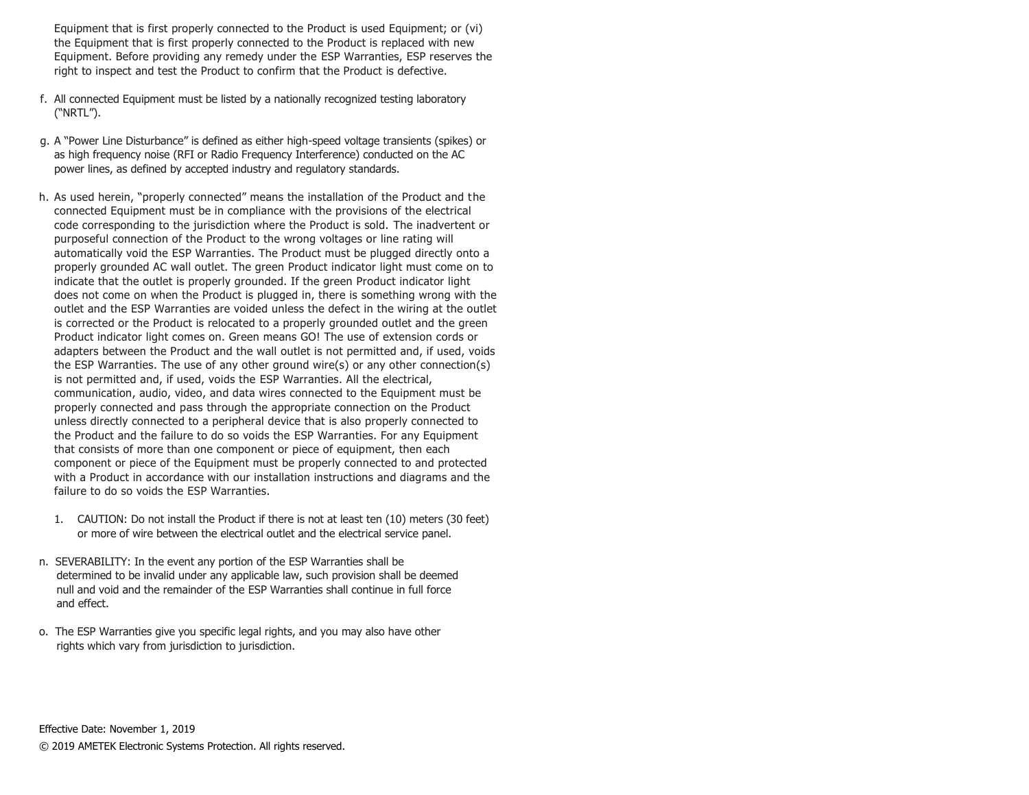Equipment that is first properly connected to the Product is used Equipment; or (vi) the Equipment that is first properly connected to the Product is replaced with new Equipment. Before providing any remedy under the ESP Warranties, ESP reserves the right to inspect and test the Product to confirm that the Product is defective.

f. All connected Equipment must be listed by a nationally recognized testing laboratory ("NRTL").

g. A "Power Line Disturbance" is defined as either high-speed voltage transients (spikes) or as high frequency noise (RFI or Radio Frequency Interference) conducted on the AC power lines, as defined by accepted industry and regulatory standards.

h. As used herein, "properly connected" means the installation of the Product and the connected Equipment must be in compliance with the provisions of the electrical code corresponding to the jurisdiction where the Product is sold. The inadvertent or purposeful connection of the Product to the wrong voltages or line rating will automatically void the ESP Warranties. The Product must be plugged directly onto a properly grounded AC wall outlet. The green Product indicator light must come on to indicate that the outlet is properly grounded. If the green Product indicator light does not come on when the Product is plugged in, there is something wrong with the outlet and the ESP Warranties are voided unless the defect in the wiring at the outlet is corrected or the Product is relocated to a properly grounded outlet and the green Product indicator light comes on. Green means GO! The use of extension cords or adapters between the Product and the wall outlet is not permitted and, if used, voids the ESP Warranties. The use of any other ground wire(s) or any other connection(s) is not permitted and, if used, voids the ESP Warranties. All the electrical, communication, audio, video, and data wires connected to the Equipment must be properly connected and pass through the appropriate connection on the Product unless directly connected to a peripheral device that is also properly connected to the Product and the failure to do so voids the ESP Warranties. For any Equipment that consists of more than one component or piece of equipment, then each component or piece of the Equipment must be properly connected to and protected with a Product in accordance with our installation instructions and diagrams and the failure to do so voids the ESP Warranties.

   1. CAUTION: Do not install the Product if there is not at least ten (10) meters (30 feet) or more of wire between the electrical outlet and the electrical service panel.

n. SEVERABILITY: In the event any portion of the ESP Warranties shall be determined to be invalid under any applicable law, such provision shall be deemed null and void and the remainder of the ESP Warranties shall continue in full force and effect.

o. The ESP Warranties give you specific legal rights, and you may also have other rights which vary from jurisdiction to jurisdiction.

Effective Date: November 1, 2019

© 2019 AMETEK Electronic Systems Protection. All rights reserved.